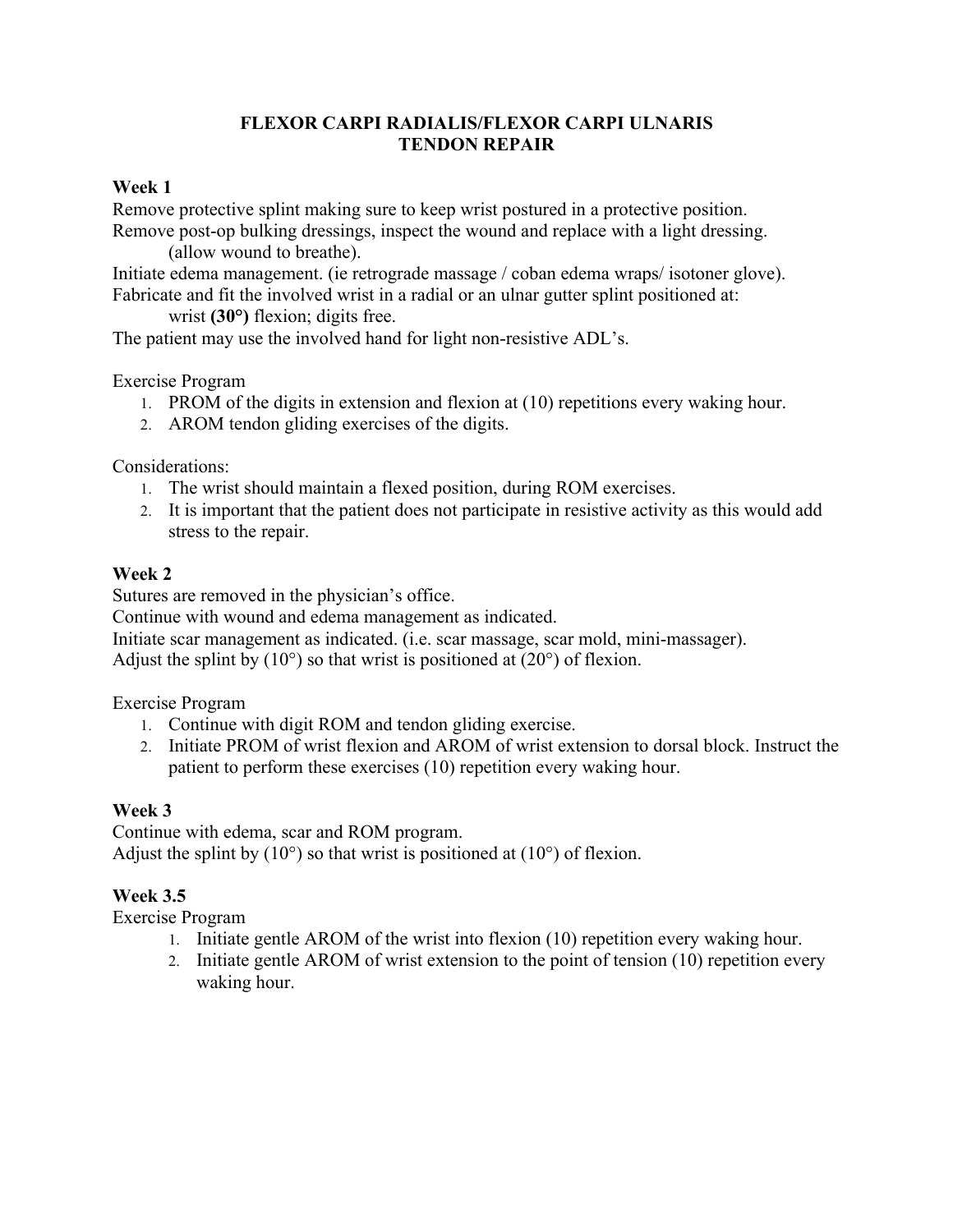# FLEXOR CARPI RADIALIS/FLEXOR CARPI ULNARIS
# TENDON REPAIR

**Week 1**

Remove protective splint making sure to keep wrist postured in a protective position.
Remove post-op bulking dressings, inspect the wound and replace with a light dressing. (allow wound to breathe).
Initiate edema management. (ie retrograde massage / coban edema wraps/ isotoner glove).
Fabricate and fit the involved wrist in a radial or an ulnar gutter splint positioned at: wrist **(30°)** flexion; digits free.
The patient may use the involved hand for light non-resistive ADL's.

Exercise Program

1. PROM of the digits in extension and flexion at (10) repetitions every waking hour.
2. AROM tendon gliding exercises of the digits.

Considerations:

1. The wrist should maintain a flexed position, during ROM exercises.
2. It is important that the patient does not participate in resistive activity as this would add stress to the repair.

**Week 2**

Sutures are removed in the physician's office.
Continue with wound and edema management as indicated.
Initiate scar management as indicated. (i.e. scar massage, scar mold, mini-massager).
Adjust the splint by (10°) so that wrist is positioned at (20°) of flexion.

Exercise Program

1. Continue with digit ROM and tendon gliding exercise.
2. Initiate PROM of wrist flexion and AROM of wrist extension to dorsal block. Instruct the patient to perform these exercises (10) repetition every waking hour.

**Week 3**

Continue with edema, scar and ROM program.
Adjust the splint by (10°) so that wrist is positioned at (10°) of flexion.

**Week 3.5**

Exercise Program

1. Initiate gentle AROM of the wrist into flexion (10) repetition every waking hour.
2. Initiate gentle AROM of wrist extension to the point of tension (10) repetition every waking hour.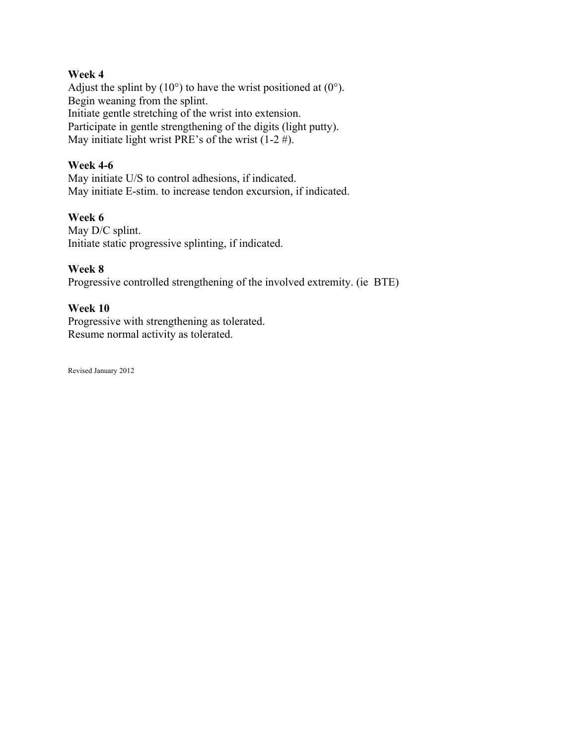**Week 4**

Adjust the splint by (10°) to have the wrist positioned at (0°).
Begin weaning from the splint.
Initiate gentle stretching of the wrist into extension.
Participate in gentle strengthening of the digits (light putty).
May initiate light wrist PRE's of the wrist (1-2 #).

**Week 4-6**

May initiate U/S to control adhesions, if indicated.
May initiate E-stim. to increase tendon excursion, if indicated.

**Week 6**

May D/C splint.
Initiate static progressive splinting, if indicated.

**Week 8**

Progressive controlled strengthening of the involved extremity. (ie BTE)

**Week 10**

Progressive with strengthening as tolerated.
Resume normal activity as tolerated.

Revised January 2012